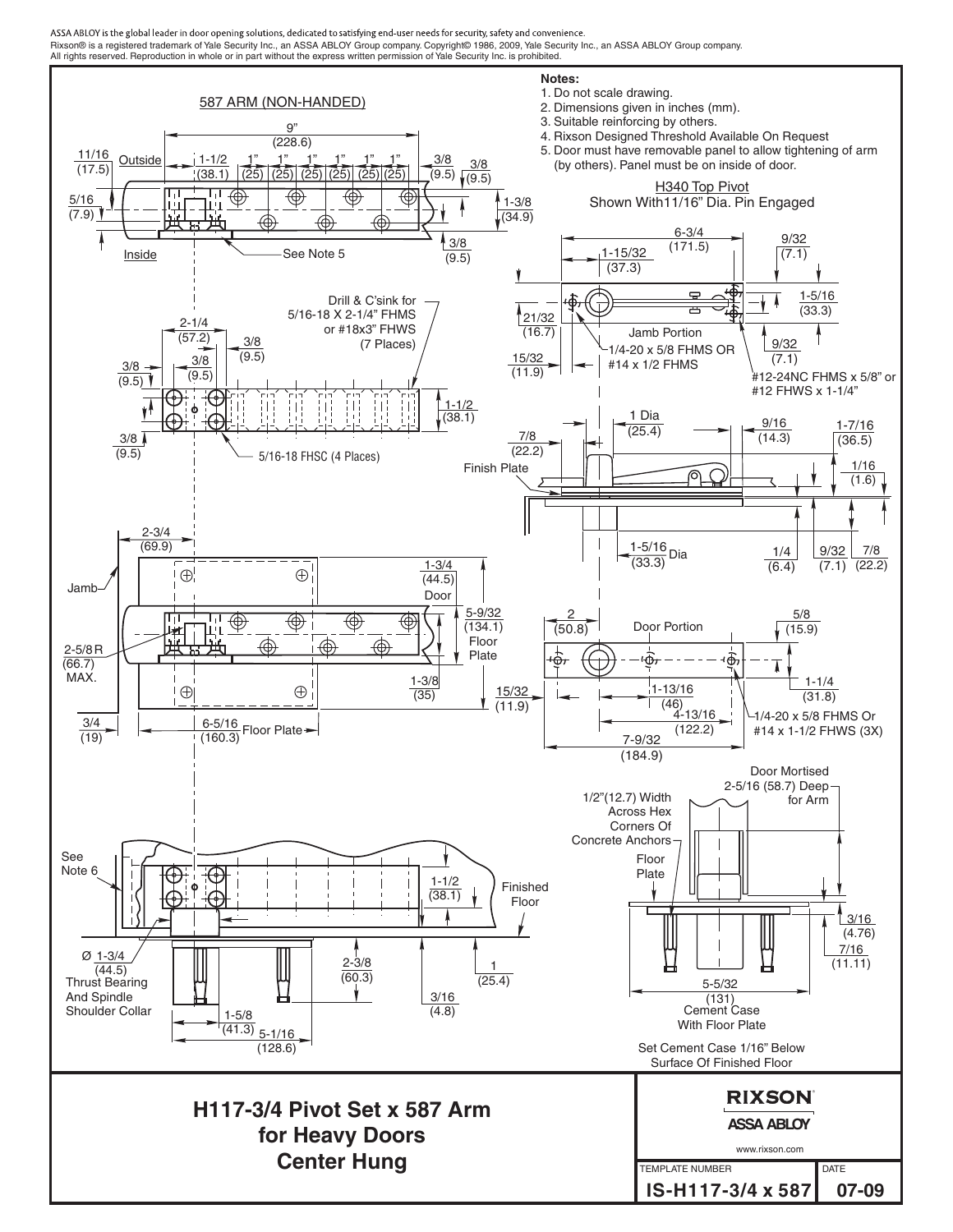ASSA ABLOY is the global leader in door opening solutions, dedicated to satisfying end-user needs for security, safety and convenience.
Rixson® is a registered trademark of Yale Security Inc., an ASSA ABLOY Group company. Copyright© 1986, 2009, Yale Security Inc., an ASSA ABLOY Group company.
All rights reserved. Reproduction in whole or in part without the express written permission of Yale Security Inc. is prohibited.

**Notes:**

1. Do not scale drawing.
2. Dimensions given in inches (mm).
3. Suitable reinforcing by others.
4. Rixson Designed Threshold Available On Request
5. Door must have removable panel to allow tightening of arm (by others). Panel must be on inside of door.

## 587 ARM (NON-HANDED)

9" (228.6)
11/16 (17.5) Outside 1-1/2 (38.1) 1" (25) 1" (25) 1" (25) 1" (25) 1" (25) 1" (25) 3/8 (9.5) 3/8 (9.5)
5/16 (7.9) 1-3/8 (34.9)
Inside See Note 5 3/8 (9.5)

Drill & C'sink for 5/16-18 X 2-1/4" FHMS or #18x3" FHWS (7 Places)
2-1/4 (57.2) 3/8 (9.5) 3/8 (9.5) 3/8 (9.5)
1-1/2 (38.1)
3/8 (9.5) 5/16-18 FHSC (4 Places)

2-3/4 (69.9)
Jamb 1-3/4 (44.5) Door
5-9/32 (134.1) Floor Plate
2-5/8 R (66.7) MAX.
1-3/8 (35) 15/32 (11.9)
3/4 (19) 6-5/16 (160.3) Floor Plate

See Note 6
1-1/2 (38.1) Finished Floor
Ø 1-3/4 (44.5) Thrust Bearing And Spindle Shoulder Collar
2-3/8 (60.3) 1 (25.4) 3/16 (4.8)
1-5/8 (41.3) 5-1/16 (128.6)

## H340 Top Pivot
Shown With 11/16" Dia. Pin Engaged

6-3/4 (171.5) 9/32 (7.1)
1-15/32 (37.3)
1-5/16 (33.3)
21/32 (16.7) Jamb Portion 9/32 (7.1)
15/32 (11.9) 1/4-20 x 5/8 FHMS OR #14 x 1/2 FHMS
#12-24NC FHMS x 5/8" or #12 FHWS x 1-1/4"

1 Dia (25.4) 9/16 (14.3) 1-7/16 (36.5)
7/8 (22.2) 1/16 (1.6)
Finish Plate
1-5/16 Dia (33.3) 1/4 (6.4) 9/32 (7.1) 7/8 (22.2)

2 (50.8) Door Portion 5/8 (15.9)
1-1/4 (31.8)
1-13/16 (46) 4-13/16 (122.2)
7-9/32 (184.9)
1/4-20 x 5/8 FHMS Or #14 x 1-1/2 FHWS (3X)

Door Mortised 2-5/16 (58.7) Deep for Arm
1/2"(12.7) Width Across Hex Corners Of Concrete Anchors
Floor Plate
3/16 (4.76)
7/16 (11.11)
5-5/32 (131)
Cement Case With Floor Plate

Set Cement Case 1/16" Below Surface Of Finished Floor

# H117-3/4 Pivot Set x 587 Arm for Heavy Doors Center Hung

RIXSON
ASSA ABLOY
www.rixson.com

| TEMPLATE NUMBER | DATE |
| --- | --- |
| IS-H117-3/4 x 587 | 07-09 |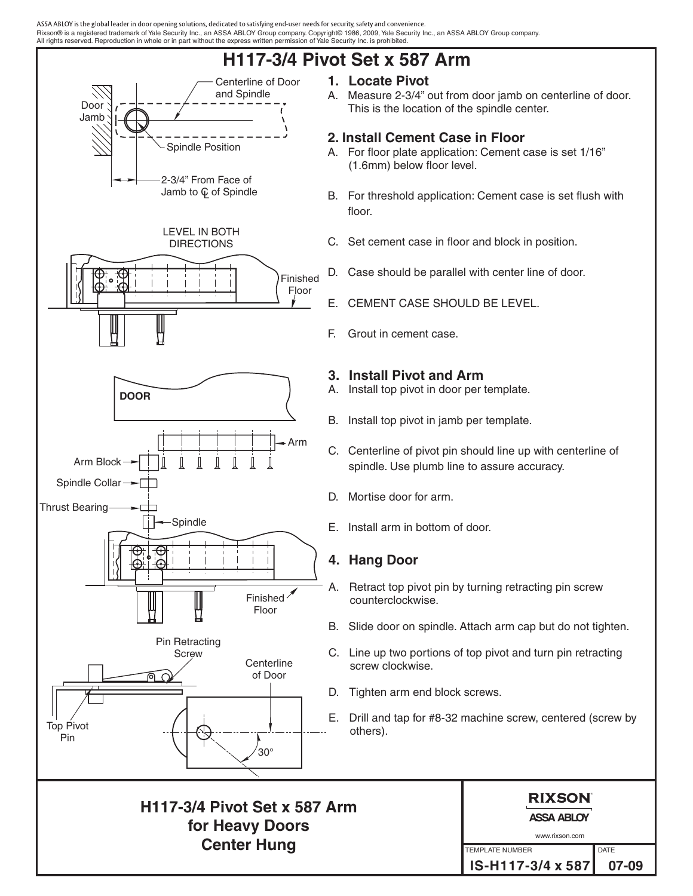ASSA ABLOY is the global leader in door opening solutions, dedicated to satisfying end-user needs for security, safety and convenience.
Rixson® is a registered trademark of Yale Security Inc., an ASSA ABLOY Group company. Copyright© 1986, 2009, Yale Security Inc., an ASSA ABLOY Group company.
All rights reserved. Reproduction in whole or in part without the express written permission of Yale Security Inc. is prohibited.

# H117-3/4 Pivot Set x 587 Arm

Door Jamb

Centerline of Door and Spindle

Spindle Position

2-3/4" From Face of Jamb to ℄ of Spindle

LEVEL IN BOTH DIRECTIONS

Finished Floor

DOOR

Arm

Arm Block

Spindle Collar

Thrust Bearing

Spindle

Finished Floor

Pin Retracting Screw

Centerline of Door

Top Pivot Pin

30°

## 1. Locate Pivot

A. Measure 2-3/4" out from door jamb on centerline of door. This is the location of the spindle center.

## 2. Install Cement Case in Floor

A. For floor plate application: Cement case is set 1/16" (1.6mm) below floor level.

B. For threshold application: Cement case is set flush with floor.

C. Set cement case in floor and block in position.

D. Case should be parallel with center line of door.

E. CEMENT CASE SHOULD BE LEVEL.

F. Grout in cement case.

## 3. Install Pivot and Arm

A. Install top pivot in door per template.

B. Install top pivot in jamb per template.

C. Centerline of pivot pin should line up with centerline of spindle. Use plumb line to assure accuracy.

D. Mortise door for arm.

E. Install arm in bottom of door.

## 4. Hang Door

A. Retract top pivot pin by turning retracting pin screw counterclockwise.

B. Slide door on spindle. Attach arm cap but do not tighten.

C. Line up two portions of top pivot and turn pin retracting screw clockwise.

D. Tighten arm end block screws.

E. Drill and tap for #8-32 machine screw, centered (screw by others).

**H117-3/4 Pivot Set x 587 Arm for Heavy Doors Center Hung**

RIXSON
ASSA ABLOY
www.rixson.com

| TEMPLATE NUMBER | DATE |
|---|---|
| IS-H117-3/4 x 587 | 07-09 |